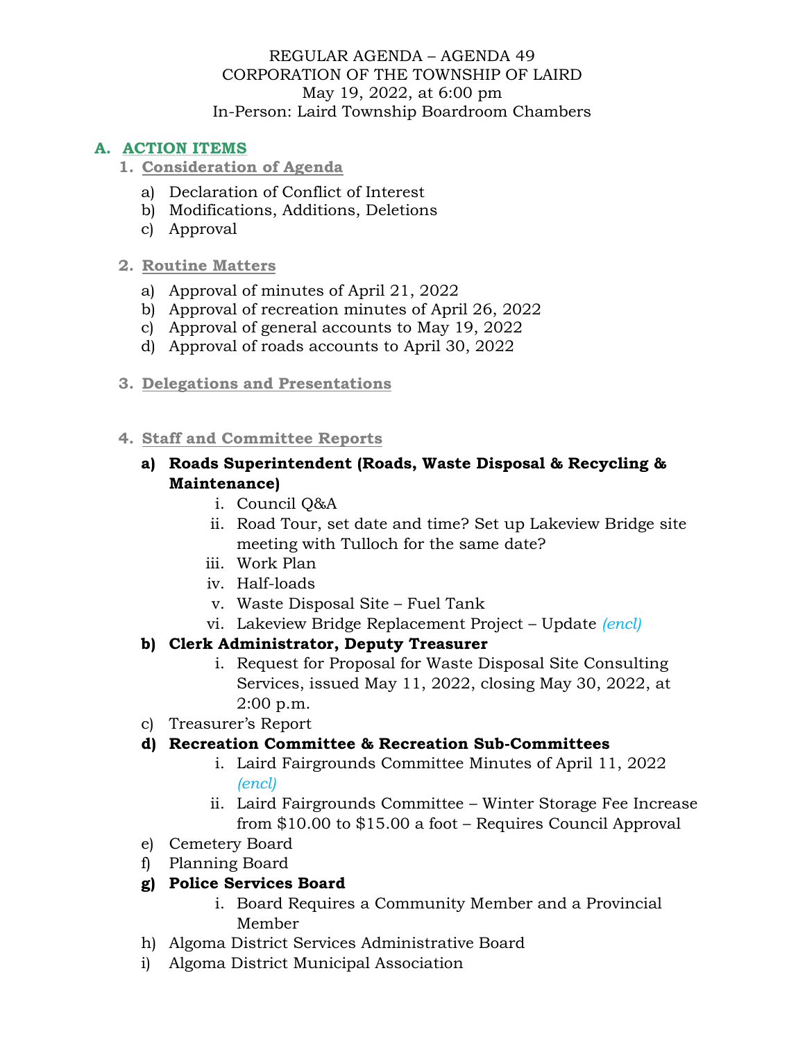REGULAR AGENDA – AGENDA 49
CORPORATION OF THE TOWNSHIP OF LAIRD
May 19, 2022, at 6:00 pm
In-Person: Laird Township Boardroom Chambers

## A. ACTION ITEMS

### 1. Consideration of Agenda

a) Declaration of Conflict of Interest
b) Modifications, Additions, Deletions
c) Approval

### 2. Routine Matters

a) Approval of minutes of April 21, 2022
b) Approval of recreation minutes of April 26, 2022
c) Approval of general accounts to May 19, 2022
d) Approval of roads accounts to April 30, 2022

### 3. Delegations and Presentations

### 4. Staff and Committee Reports

**a) Roads Superintendent (Roads, Waste Disposal & Recycling & Maintenance)**

i. Council Q&A
ii. Road Tour, set date and time? Set up Lakeview Bridge site meeting with Tulloch for the same date?
iii. Work Plan
iv. Half-loads
v. Waste Disposal Site – Fuel Tank
vi. Lakeview Bridge Replacement Project – Update *(encl)*

**b) Clerk Administrator, Deputy Treasurer**

i. Request for Proposal for Waste Disposal Site Consulting Services, issued May 11, 2022, closing May 30, 2022, at 2:00 p.m.

c) Treasurer's Report

**d) Recreation Committee & Recreation Sub-Committees**

i. Laird Fairgrounds Committee Minutes of April 11, 2022 *(encl)*
ii. Laird Fairgrounds Committee – Winter Storage Fee Increase from $10.00 to $15.00 a foot – Requires Council Approval

e) Cemetery Board

f) Planning Board

**g) Police Services Board**

i. Board Requires a Community Member and a Provincial Member

h) Algoma District Services Administrative Board

i) Algoma District Municipal Association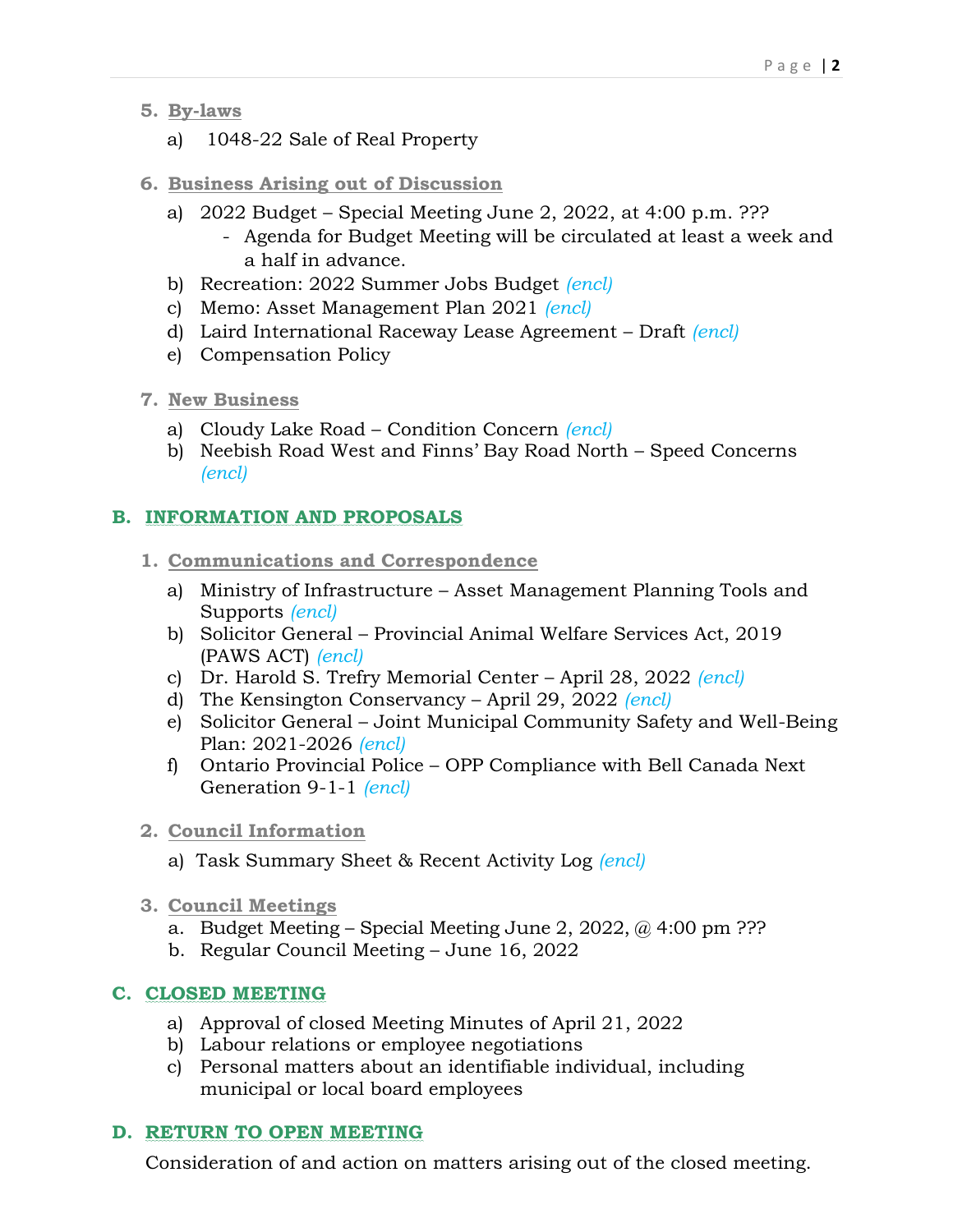5. **By-laws**

   a) 1048-22 Sale of Real Property

6. **Business Arising out of Discussion**

   a) 2022 Budget – Special Meeting June 2, 2022, at 4:00 p.m. ???
      - Agenda for Budget Meeting will be circulated at least a week and a half in advance.

   b) Recreation: 2022 Summer Jobs Budget *(encl)*
   c) Memo: Asset Management Plan 2021 *(encl)*
   d) Laird International Raceway Lease Agreement – Draft *(encl)*
   e) Compensation Policy

7. **New Business**

   a) Cloudy Lake Road – Condition Concern *(encl)*
   b) Neebish Road West and Finns' Bay Road North – Speed Concerns *(encl)*

## B. INFORMATION AND PROPOSALS

1. **Communications and Correspondence**

   a) Ministry of Infrastructure – Asset Management Planning Tools and Supports *(encl)*
   b) Solicitor General – Provincial Animal Welfare Services Act, 2019 (PAWS ACT) *(encl)*
   c) Dr. Harold S. Trefry Memorial Center – April 28, 2022 *(encl)*
   d) The Kensington Conservancy – April 29, 2022 *(encl)*
   e) Solicitor General – Joint Municipal Community Safety and Well-Being Plan: 2021-2026 *(encl)*
   f) Ontario Provincial Police – OPP Compliance with Bell Canada Next Generation 9-1-1 *(encl)*

2. **Council Information**

   a) Task Summary Sheet & Recent Activity Log *(encl)*

3. **Council Meetings**

   a. Budget Meeting – Special Meeting June 2, 2022, @ 4:00 pm ???
   b. Regular Council Meeting – June 16, 2022

## C. CLOSED MEETING

   a) Approval of closed Meeting Minutes of April 21, 2022
   b) Labour relations or employee negotiations
   c) Personal matters about an identifiable individual, including municipal or local board employees

## D. RETURN TO OPEN MEETING

Consideration of and action on matters arising out of the closed meeting.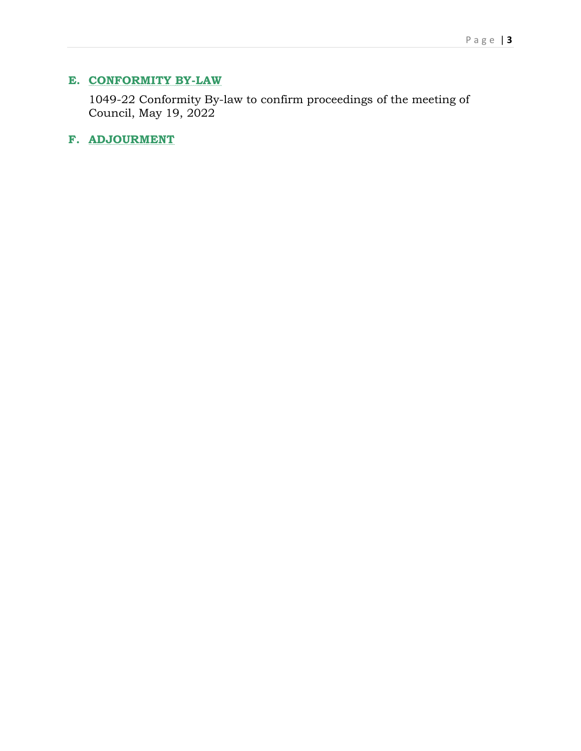## E. CONFORMITY BY-LAW

1049-22 Conformity By-law to confirm proceedings of the meeting of Council, May 19, 2022

## F. ADJOURMENT